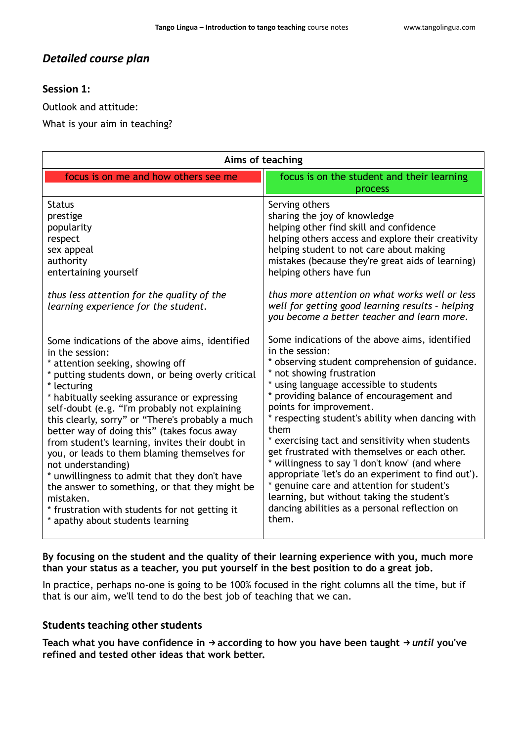## *Detailed course plan*

### Session 1:

Outlook and attitude:

What is your aim in teaching?

| Aims of teaching | |
|---|---|
| focus is on me and how others see me | focus is on the student and their learning process |
| Status<br>prestige<br>popularity<br>respect<br>sex appeal<br>authority<br>entertaining yourself<br><br>*thus less attention for the quality of the learning experience for the student.* | Serving others<br>sharing the joy of knowledge<br>helping other find skill and confidence<br>helping others access and explore their creativity<br>helping student to not care about making mistakes (because they're great aids of learning)<br>helping others have fun<br><br>*thus more attention on what works well or less well for getting good learning results - helping you become a better teacher and learn more.* |
| Some indications of the above aims, identified in the session:<br>* attention seeking, showing off<br>* putting students down, or being overly critical<br>* lecturing<br>* habitually seeking assurance or expressing self-doubt (e.g. "I'm probably not explaining this clearly, sorry" or "There's probably a much better way of doing this" (takes focus away from student's learning, invites their doubt in you, or leads to them blaming themselves for not understanding)<br>* unwillingness to admit that they don't have the answer to something, or that they might be mistaken.<br>* frustration with students for not getting it<br>* apathy about students learning | Some indications of the above aims, identified in the session:<br>* observing student comprehension of guidance.<br>* not showing frustration<br>* using language accessible to students<br>* providing balance of encouragement and points for improvement.<br>* respecting student's ability when dancing with them<br>* exercising tact and sensitivity when students get frustrated with themselves or each other.<br>* willingness to say 'I don't know' (and where appropriate 'let's do an experiment to find out').<br>* genuine care and attention for student's learning, but without taking the student's dancing abilities as a personal reflection on them. |

**By focusing on the student and the quality of their learning experience with you, much more than your status as a teacher, you put yourself in the best position to do a great job.**

In practice, perhaps no-one is going to be 100% focused in the right columns all the time, but if that is our aim, we'll tend to do the best job of teaching that we can.

### Students teaching other students

**Teach what you have confidence in → according to how you have been taught → *until* you've refined and tested other ideas that work better.**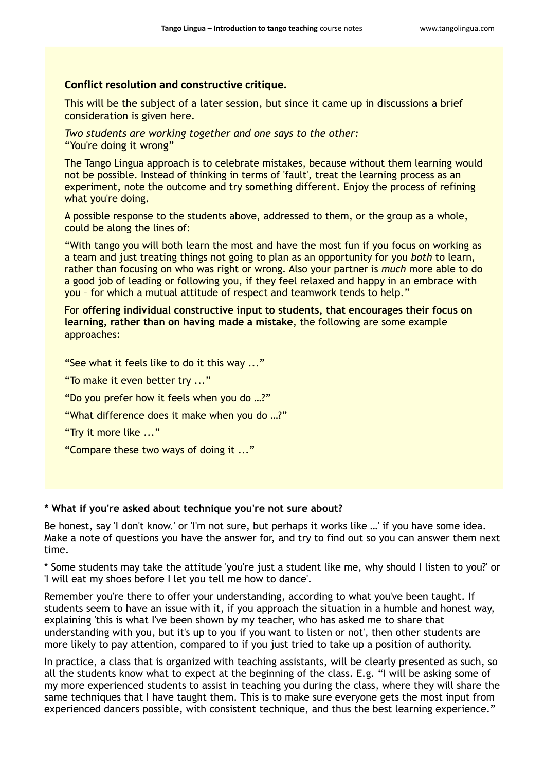### Conflict resolution and constructive critique.

This will be the subject of a later session, but since it came up in discussions a brief consideration is given here.

*Two students are working together and one says to the other:*
“You're doing it wrong”

The Tango Lingua approach is to celebrate mistakes, because without them learning would not be possible. Instead of thinking in terms of 'fault', treat the learning process as an experiment, note the outcome and try something different. Enjoy the process of refining what you're doing.

A possible response to the students above, addressed to them, or the group as a whole, could be along the lines of:

“With tango you will both learn the most and have the most fun if you focus on working as a team and just treating things not going to plan as an opportunity for you *both* to learn, rather than focusing on who was right or wrong. Also your partner is *much* more able to do a good job of leading or following you, if they feel relaxed and happy in an embrace with you – for which a mutual attitude of respect and teamwork tends to help.”

For **offering individual constructive input to students, that encourages their focus on learning, rather than on having made a mistake**, the following are some example approaches:

“See what it feels like to do it this way ...”

“To make it even better try ...”

“Do you prefer how it feels when you do …?”

“What difference does it make when you do …?”

“Try it more like ...”

“Compare these two ways of doing it ...”

**\* What if you're asked about technique you're not sure about?**

Be honest, say 'I don't know.' or 'I'm not sure, but perhaps it works like …' if you have some idea. Make a note of questions you have the answer for, and try to find out so you can answer them next time.

\* Some students may take the attitude 'you're just a student like me, why should I listen to you?' or 'I will eat my shoes before I let you tell me how to dance'.

Remember you're there to offer your understanding, according to what you've been taught. If students seem to have an issue with it, if you approach the situation in a humble and honest way, explaining 'this is what I've been shown by my teacher, who has asked me to share that understanding with you, but it's up to you if you want to listen or not', then other students are more likely to pay attention, compared to if you just tried to take up a position of authority.

In practice, a class that is organized with teaching assistants, will be clearly presented as such, so all the students know what to expect at the beginning of the class. E.g. “I will be asking some of my more experienced students to assist in teaching you during the class, where they will share the same techniques that I have taught them. This is to make sure everyone gets the most input from experienced dancers possible, with consistent technique, and thus the best learning experience.”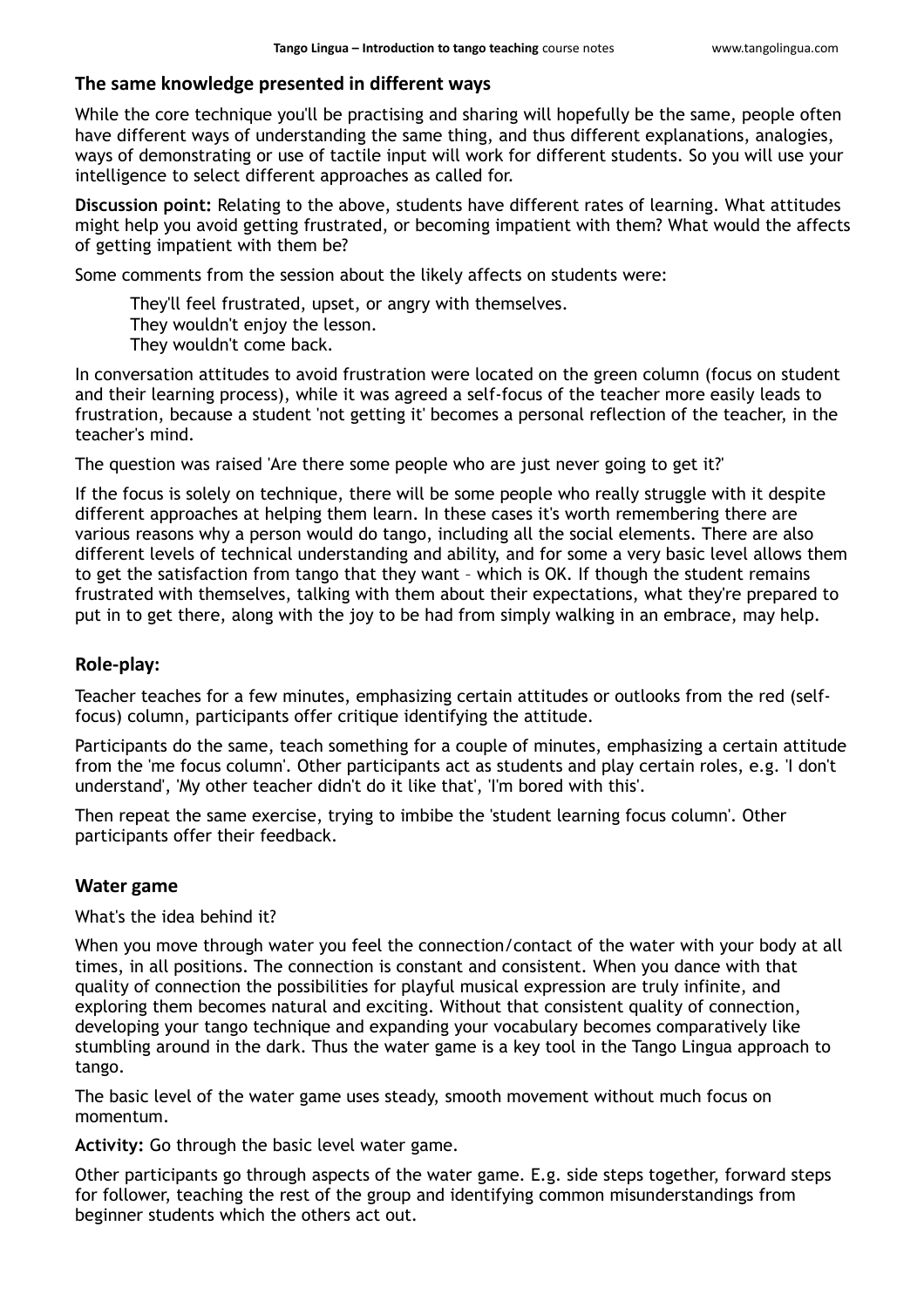## The same knowledge presented in different ways

While the core technique you'll be practising and sharing will hopefully be the same, people often have different ways of understanding the same thing, and thus different explanations, analogies, ways of demonstrating or use of tactile input will work for different students. So you will use your intelligence to select different approaches as called for.

**Discussion point:** Relating to the above, students have different rates of learning. What attitudes might help you avoid getting frustrated, or becoming impatient with them? What would the affects of getting impatient with them be?

Some comments from the session about the likely affects on students were:

> They'll feel frustrated, upset, or angry with themselves.
> They wouldn't enjoy the lesson.
> They wouldn't come back.

In conversation attitudes to avoid frustration were located on the green column (focus on student and their learning process), while it was agreed a self-focus of the teacher more easily leads to frustration, because a student 'not getting it' becomes a personal reflection of the teacher, in the teacher's mind.

The question was raised 'Are there some people who are just never going to get it?'

If the focus is solely on technique, there will be some people who really struggle with it despite different approaches at helping them learn. In these cases it's worth remembering there are various reasons why a person would do tango, including all the social elements. There are also different levels of technical understanding and ability, and for some a very basic level allows them to get the satisfaction from tango that they want – which is OK. If though the student remains frustrated with themselves, talking with them about their expectations, what they're prepared to put in to get there, along with the joy to be had from simply walking in an embrace, may help.

## Role-play:

Teacher teaches for a few minutes, emphasizing certain attitudes or outlooks from the red (self-focus) column, participants offer critique identifying the attitude.

Participants do the same, teach something for a couple of minutes, emphasizing a certain attitude from the 'me focus column'. Other participants act as students and play certain roles, e.g. 'I don't understand', 'My other teacher didn't do it like that', 'I'm bored with this'.

Then repeat the same exercise, trying to imbibe the 'student learning focus column'. Other participants offer their feedback.

## Water game

What's the idea behind it?

When you move through water you feel the connection/contact of the water with your body at all times, in all positions. The connection is constant and consistent. When you dance with that quality of connection the possibilities for playful musical expression are truly infinite, and exploring them becomes natural and exciting. Without that consistent quality of connection, developing your tango technique and expanding your vocabulary becomes comparatively like stumbling around in the dark. Thus the water game is a key tool in the Tango Lingua approach to tango.

The basic level of the water game uses steady, smooth movement without much focus on momentum.

**Activity:** Go through the basic level water game.

Other participants go through aspects of the water game. E.g. side steps together, forward steps for follower, teaching the rest of the group and identifying common misunderstandings from beginner students which the others act out.